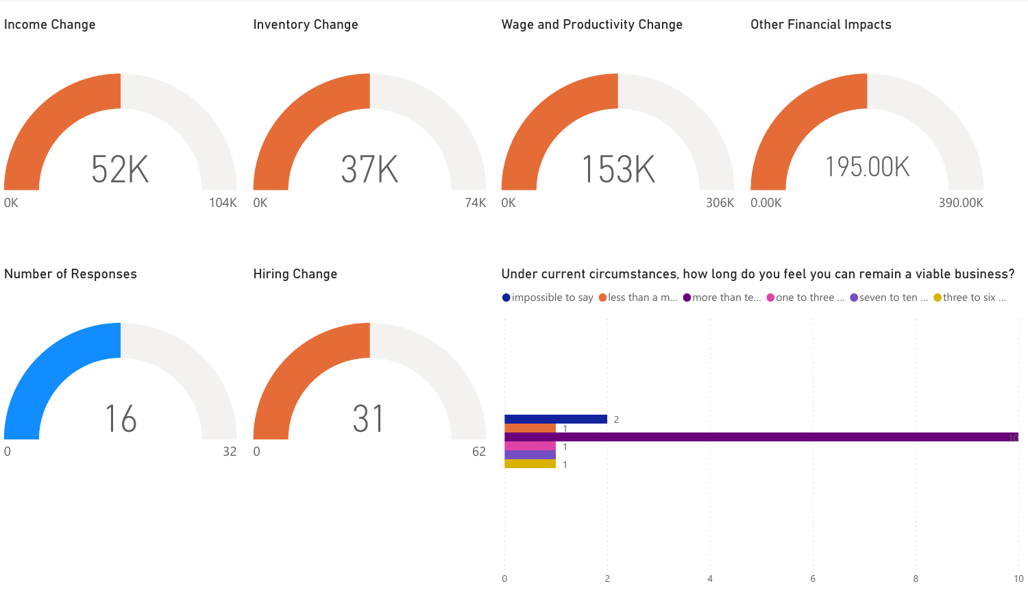## Income Change

52K

0K — 104K

## Inventory Change

37K

0K — 74K

## Wage and Productivity Change

153K

0K — 306K

## Other Financial Impacts

195.00K

0.00K — 390.00K

## Number of Responses

16

0 — 32

## Hiring Change

31

0 — 62

## Under current circumstances, how long do you feel you can remain a viable business?

| Response | Count |
| --- | --- |
| impossible to say | 2 |
| less than a m... | 1 |
| more than te... | 10 |
| one to three ... | 1 |
| seven to ten ... | |
| three to six ... | 1 |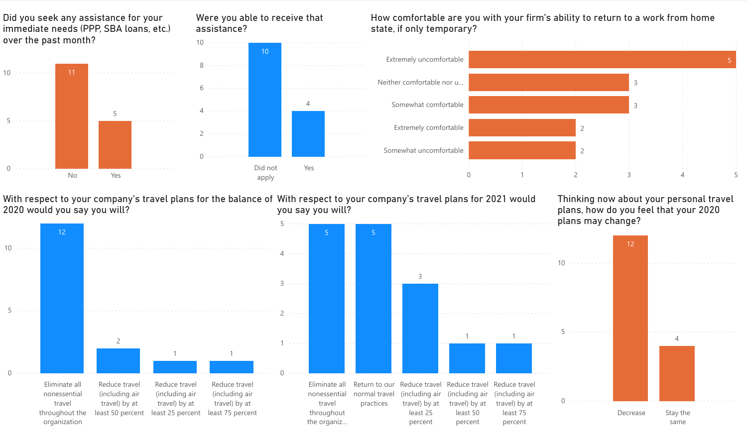## Did you seek any assistance for your immediate needs (PPP, SBA loans, etc.) over the past month?

10
5
0

11
5

No
Yes

## Were you able to receive that assistance?

10
8
6
4
2
0

10
4

Did not apply
Yes

## How comfortable are you with your firm's ability to return to a work from home state, if only temporary?

Extremely uncomfortable 5
Neither comfortable nor u... 3
Somewhat comfortable 3
Extremely comfortable 2
Somewhat uncomfortable 2

0 1 2 3 4 5

## With respect to your company's travel plans for the balance of 2020 would you say you will?

10
5
0

12
2
1
1

Eliminate all nonessential travel throughout the organization
Reduce travel (including air travel) by at least 50 percent
Reduce travel (including air travel) by at least 25 percent
Reduce travel (including air travel) by at least 75 percent

## With respect to your company's travel plans for 2021 would you say you will?

5
4
3
2
1
0

5
5
3
1
1

Eliminate all nonessential travel throughout the organiz...
Return to our normal travel practices
Reduce travel (including air travel) by at least 25 percent
Reduce travel (including air travel) by at least 50 percent
Reduce travel (including air travel) by at least 75 percent

## Thinking now about your personal travel plans, how do you feel that your 2020 plans may change?

10
5
0

12
4

Decrease
Stay the same